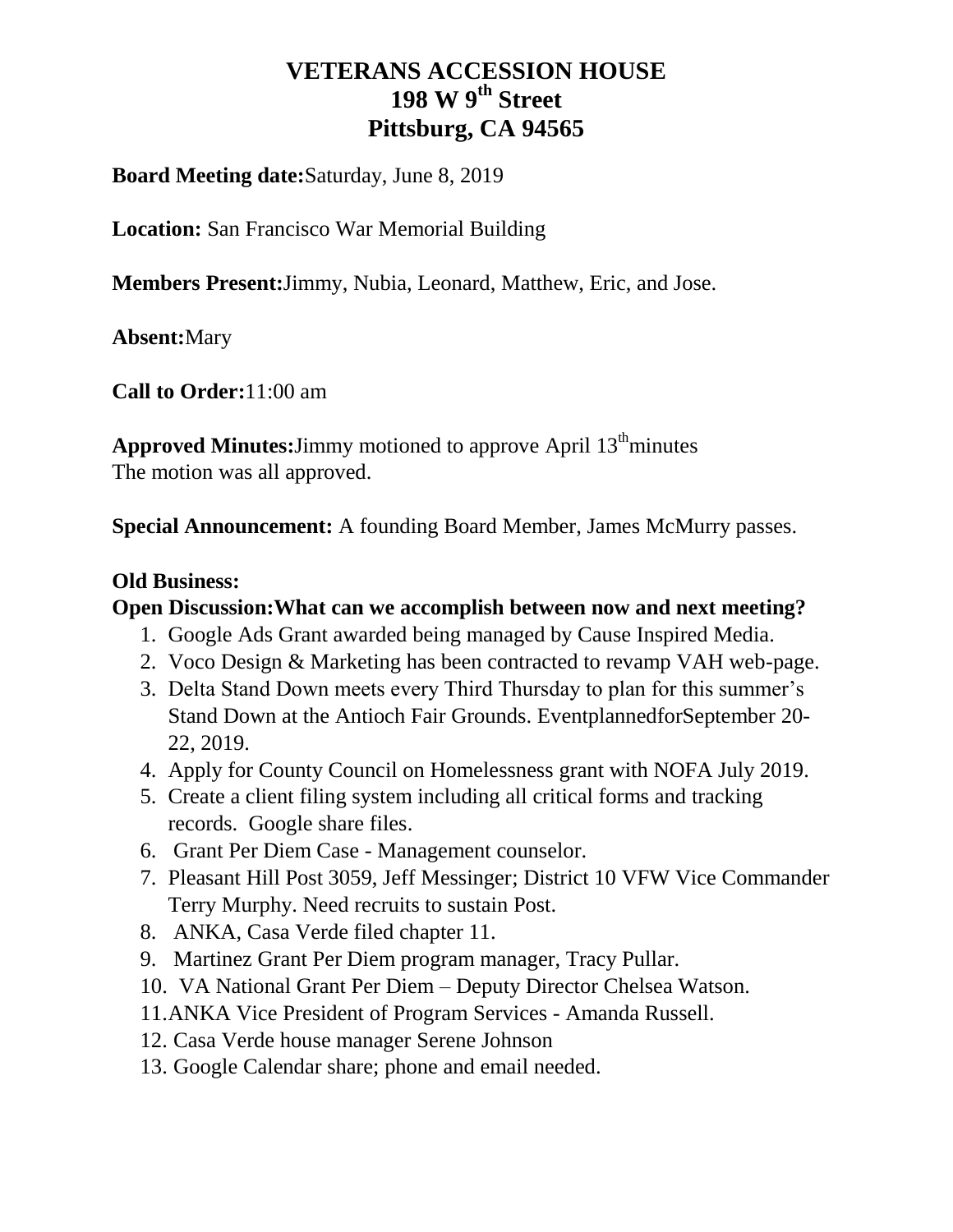# VETERANS ACCESSION HOUSE
# 198 W 9th Street
# Pittsburg, CA 94565

**Board Meeting date:**Saturday, June 8, 2019

**Location:** San Francisco War Memorial Building

**Members Present:**Jimmy, Nubia, Leonard, Matthew, Eric, and Jose.

**Absent:**Mary

**Call to Order:**11:00 am

**Approved Minutes:**Jimmy motioned to approve April 13th minutes
The motion was all approved.

**Special Announcement:** A founding Board Member, James McMurry passes.

**Old Business:**

**Open Discussion:What can we accomplish between now and next meeting?**

1. Google Ads Grant awarded being managed by Cause Inspired Media.
2. Voco Design & Marketing has been contracted to revamp VAH web-page.
3. Delta Stand Down meets every Third Thursday to plan for this summer's Stand Down at the Antioch Fair Grounds. EventplannedforSeptember 20-22, 2019.
4. Apply for County Council on Homelessness grant with NOFA July 2019.
5. Create a client filing system including all critical forms and tracking records. Google share files.
6. Grant Per Diem Case - Management counselor.
7. Pleasant Hill Post 3059, Jeff Messinger; District 10 VFW Vice Commander Terry Murphy. Need recruits to sustain Post.
8. ANKA, Casa Verde filed chapter 11.
9. Martinez Grant Per Diem program manager, Tracy Pullar.
10. VA National Grant Per Diem – Deputy Director Chelsea Watson.
11. ANKA Vice President of Program Services - Amanda Russell.
12. Casa Verde house manager Serene Johnson
13. Google Calendar share; phone and email needed.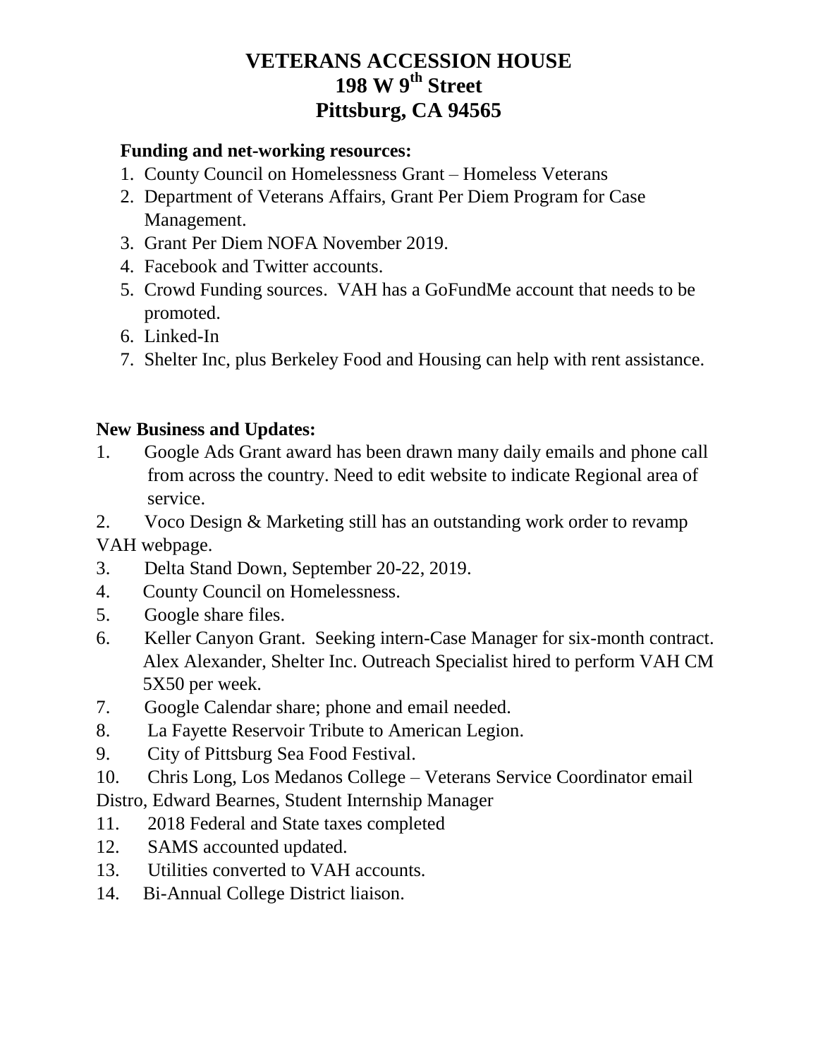# VETERANS ACCESSION HOUSE
# 198 W 9th Street
# Pittsburg, CA 94565

**Funding and net-working resources:**

1. County Council on Homelessness Grant – Homeless Veterans
2. Department of Veterans Affairs, Grant Per Diem Program for Case Management.
3. Grant Per Diem NOFA November 2019.
4. Facebook and Twitter accounts.
5. Crowd Funding sources. VAH has a GoFundMe account that needs to be promoted.
6. Linked-In
7. Shelter Inc, plus Berkeley Food and Housing can help with rent assistance.

**New Business and Updates:**

1. Google Ads Grant award has been drawn many daily emails and phone call from across the country. Need to edit website to indicate Regional area of service.
2. Voco Design & Marketing still has an outstanding work order to revamp VAH webpage.
3. Delta Stand Down, September 20-22, 2019.
4. County Council on Homelessness.
5. Google share files.
6. Keller Canyon Grant. Seeking intern-Case Manager for six-month contract. Alex Alexander, Shelter Inc. Outreach Specialist hired to perform VAH CM 5X50 per week.
7. Google Calendar share; phone and email needed.
8. La Fayette Reservoir Tribute to American Legion.
9. City of Pittsburg Sea Food Festival.
10. Chris Long, Los Medanos College – Veterans Service Coordinator email Distro, Edward Bearnes, Student Internship Manager
11. 2018 Federal and State taxes completed
12. SAMS accounted updated.
13. Utilities converted to VAH accounts.
14. Bi-Annual College District liaison.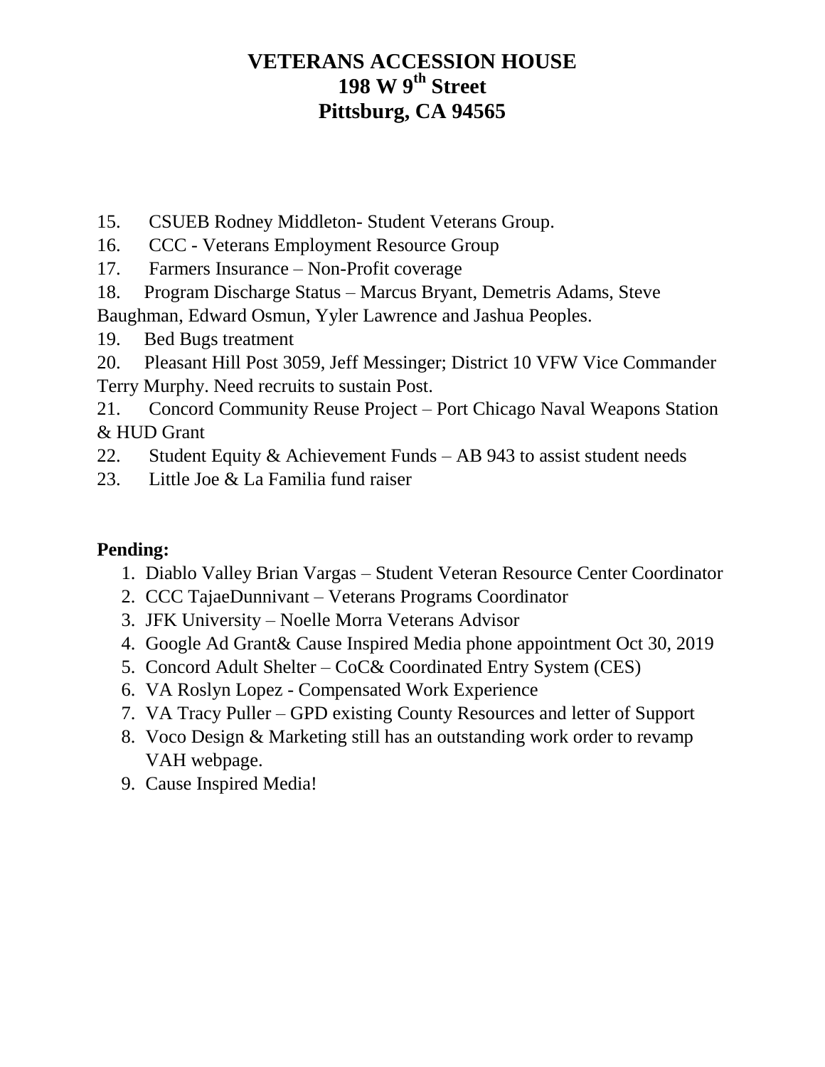# VETERANS ACCESSION HOUSE
# 198 W 9th Street
# Pittsburg, CA 94565

15. CSUEB Rodney Middleton- Student Veterans Group.
16. CCC - Veterans Employment Resource Group
17. Farmers Insurance – Non-Profit coverage
18. Program Discharge Status – Marcus Bryant, Demetris Adams, Steve Baughman, Edward Osmun, Yyler Lawrence and Jashua Peoples.
19. Bed Bugs treatment
20. Pleasant Hill Post 3059, Jeff Messinger; District 10 VFW Vice Commander Terry Murphy. Need recruits to sustain Post.
21. Concord Community Reuse Project – Port Chicago Naval Weapons Station & HUD Grant
22. Student Equity & Achievement Funds – AB 943 to assist student needs
23. Little Joe & La Familia fund raiser

**Pending:**

1. Diablo Valley Brian Vargas – Student Veteran Resource Center Coordinator
2. CCC TajaeDunnivant – Veterans Programs Coordinator
3. JFK University – Noelle Morra Veterans Advisor
4. Google Ad Grant& Cause Inspired Media phone appointment Oct 30, 2019
5. Concord Adult Shelter – CoC& Coordinated Entry System (CES)
6. VA Roslyn Lopez - Compensated Work Experience
7. VA Tracy Puller – GPD existing County Resources and letter of Support
8. Voco Design & Marketing still has an outstanding work order to revamp VAH webpage.
9. Cause Inspired Media!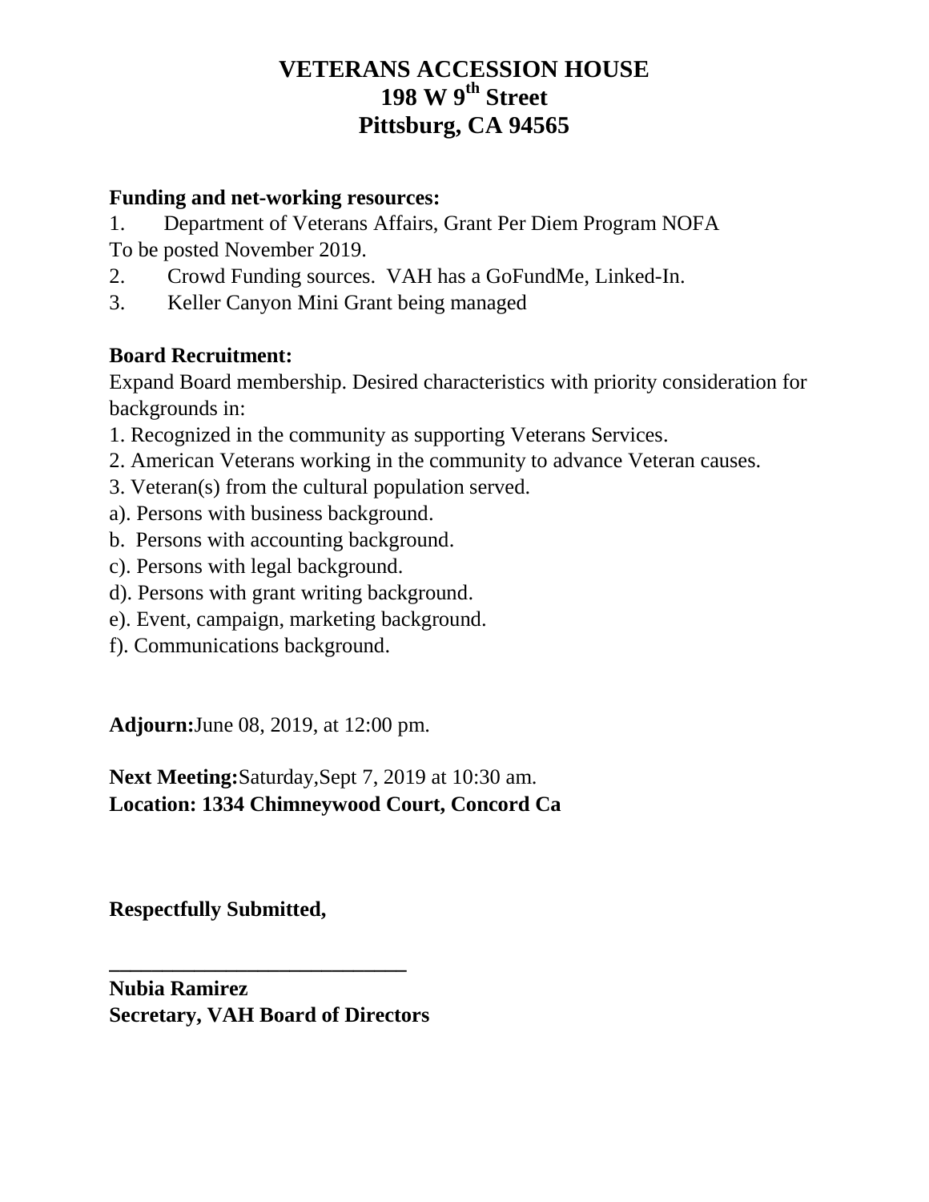# VETERANS ACCESSION HOUSE
# 198 W 9th Street
# Pittsburg, CA 94565

**Funding and net-working resources:**

1. Department of Veterans Affairs, Grant Per Diem Program NOFA To be posted November 2019.
2. Crowd Funding sources. VAH has a GoFundMe, Linked-In.
3. Keller Canyon Mini Grant being managed

**Board Recruitment:**

Expand Board membership. Desired characteristics with priority consideration for backgrounds in:

1. Recognized in the community as supporting Veterans Services.
2. American Veterans working in the community to advance Veteran causes.
3. Veteran(s) from the cultural population served.

a). Persons with business background.
b. Persons with accounting background.
c). Persons with legal background.
d). Persons with grant writing background.
e). Event, campaign, marketing background.
f). Communications background.

**Adjourn:**June 08, 2019, at 12:00 pm.

**Next Meeting:**Saturday,Sept 7, 2019 at 10:30 am.
**Location: 1334 Chimneywood Court, Concord Ca**

**Respectfully Submitted,**

**______________________________**
**Nubia Ramirez**
**Secretary, VAH Board of Directors**